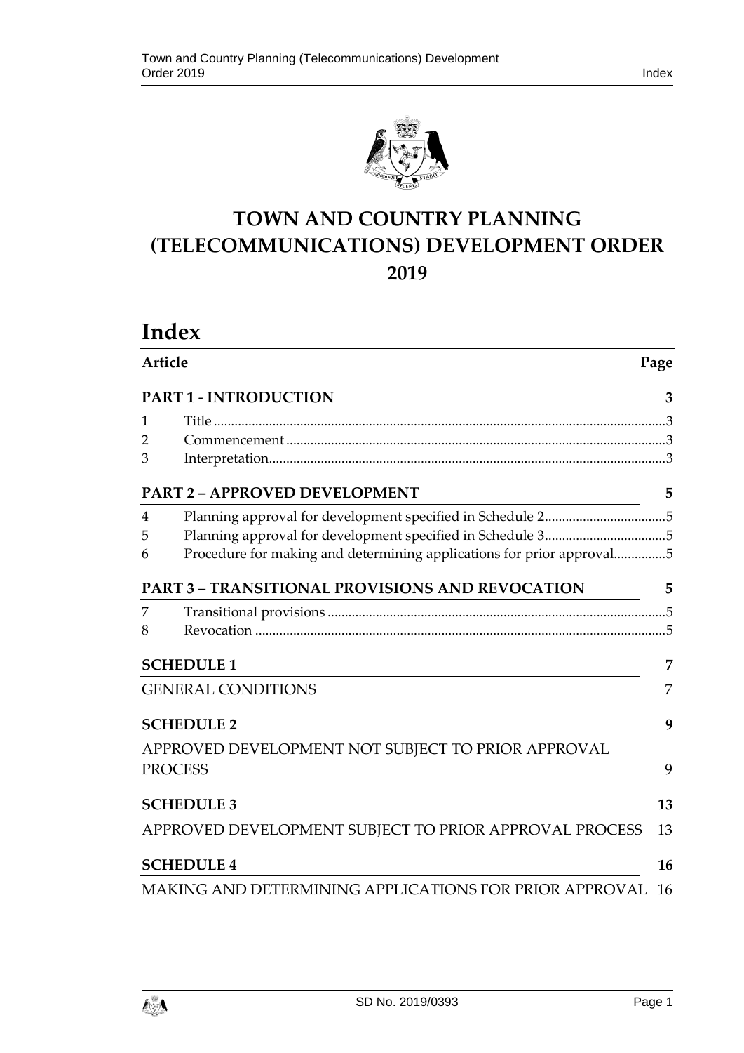# TOWN AND COUNTRY PLANNING (TELECOMMUNICATIONS) DEVELOPMENT ORDER 2019

## Index

| Article | | Page |
|---|---|---|
| **PART 1 - INTRODUCTION** | | **3** |
| 1 | Title | 3 |
| 2 | Commencement | 3 |
| 3 | Interpretation | 3 |
| **PART 2 – APPROVED DEVELOPMENT** | | **5** |
| 4 | Planning approval for development specified in Schedule 2 | 5 |
| 5 | Planning approval for development specified in Schedule 3 | 5 |
| 6 | Procedure for making and determining applications for prior approval | 5 |
| **PART 3 – TRANSITIONAL PROVISIONS AND REVOCATION** | | **5** |
| 7 | Transitional provisions | 5 |
| 8 | Revocation | 5 |
| **SCHEDULE 1** | | **7** |
| GENERAL CONDITIONS | | 7 |
| **SCHEDULE 2** | | **9** |
| APPROVED DEVELOPMENT NOT SUBJECT TO PRIOR APPROVAL PROCESS | | 9 |
| **SCHEDULE 3** | | **13** |
| APPROVED DEVELOPMENT SUBJECT TO PRIOR APPROVAL PROCESS | | 13 |
| **SCHEDULE 4** | | **16** |
| MAKING AND DETERMINING APPLICATIONS FOR PRIOR APPROVAL | | 16 |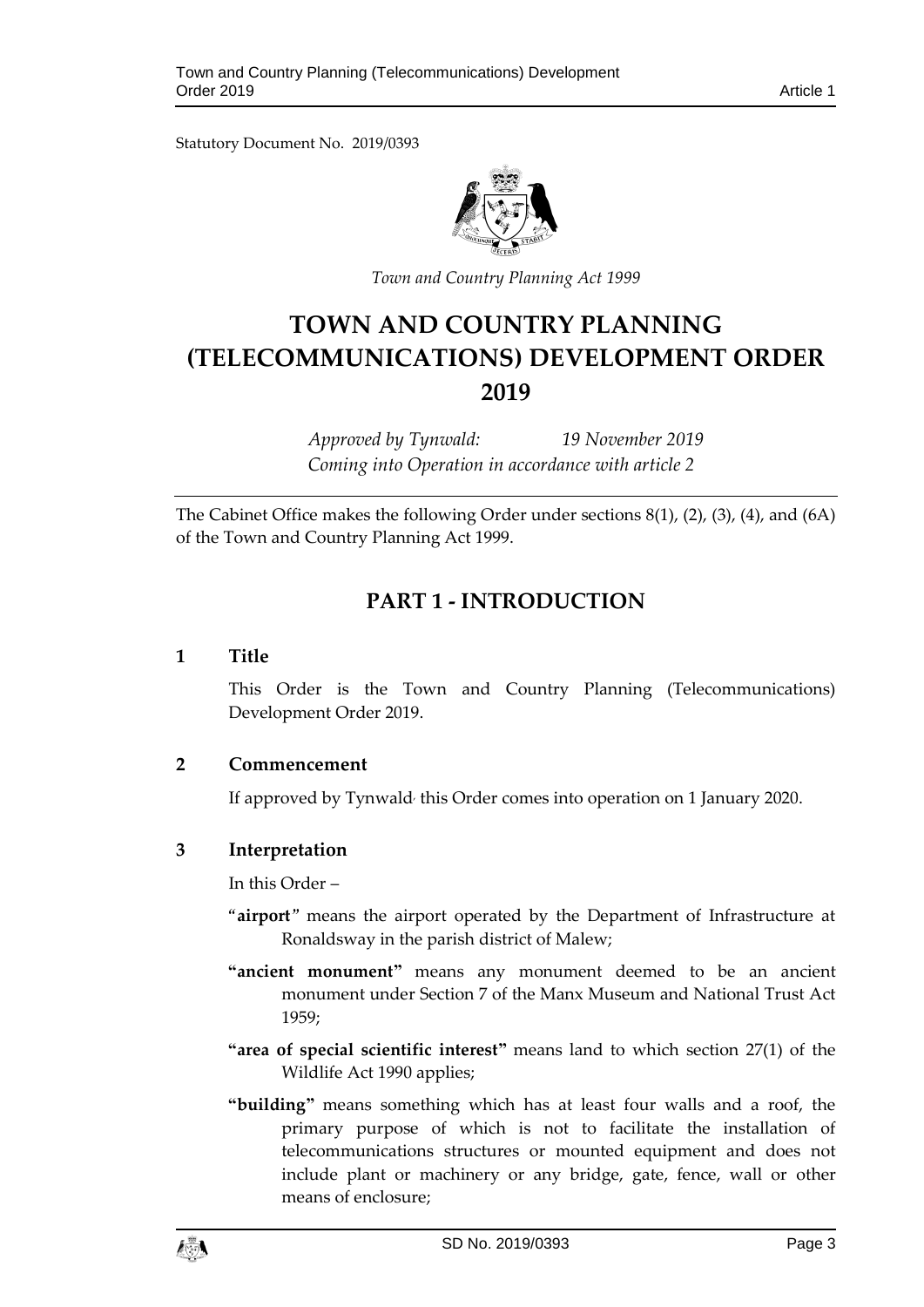Statutory Document No. 2019/0393

*Town and Country Planning Act 1999*

# TOWN AND COUNTRY PLANNING (TELECOMMUNICATIONS) DEVELOPMENT ORDER 2019

*Approved by Tynwald: 19 November 2019*
*Coming into Operation in accordance with article 2*

The Cabinet Office makes the following Order under sections 8(1), (2), (3), (4), and (6A) of the Town and Country Planning Act 1999.

## PART 1 - INTRODUCTION

### 1 Title

This Order is the Town and Country Planning (Telecommunications) Development Order 2019.

### 2 Commencement

If approved by Tynwald, this Order comes into operation on 1 January 2020.

### 3 Interpretation

In this Order –

"**airport**" means the airport operated by the Department of Infrastructure at Ronaldsway in the parish district of Malew;

**"ancient monument"** means any monument deemed to be an ancient monument under Section 7 of the Manx Museum and National Trust Act 1959;

**"area of special scientific interest"** means land to which section 27(1) of the Wildlife Act 1990 applies;

**"building"** means something which has at least four walls and a roof, the primary purpose of which is not to facilitate the installation of telecommunications structures or mounted equipment and does not include plant or machinery or any bridge, gate, fence, wall or other means of enclosure;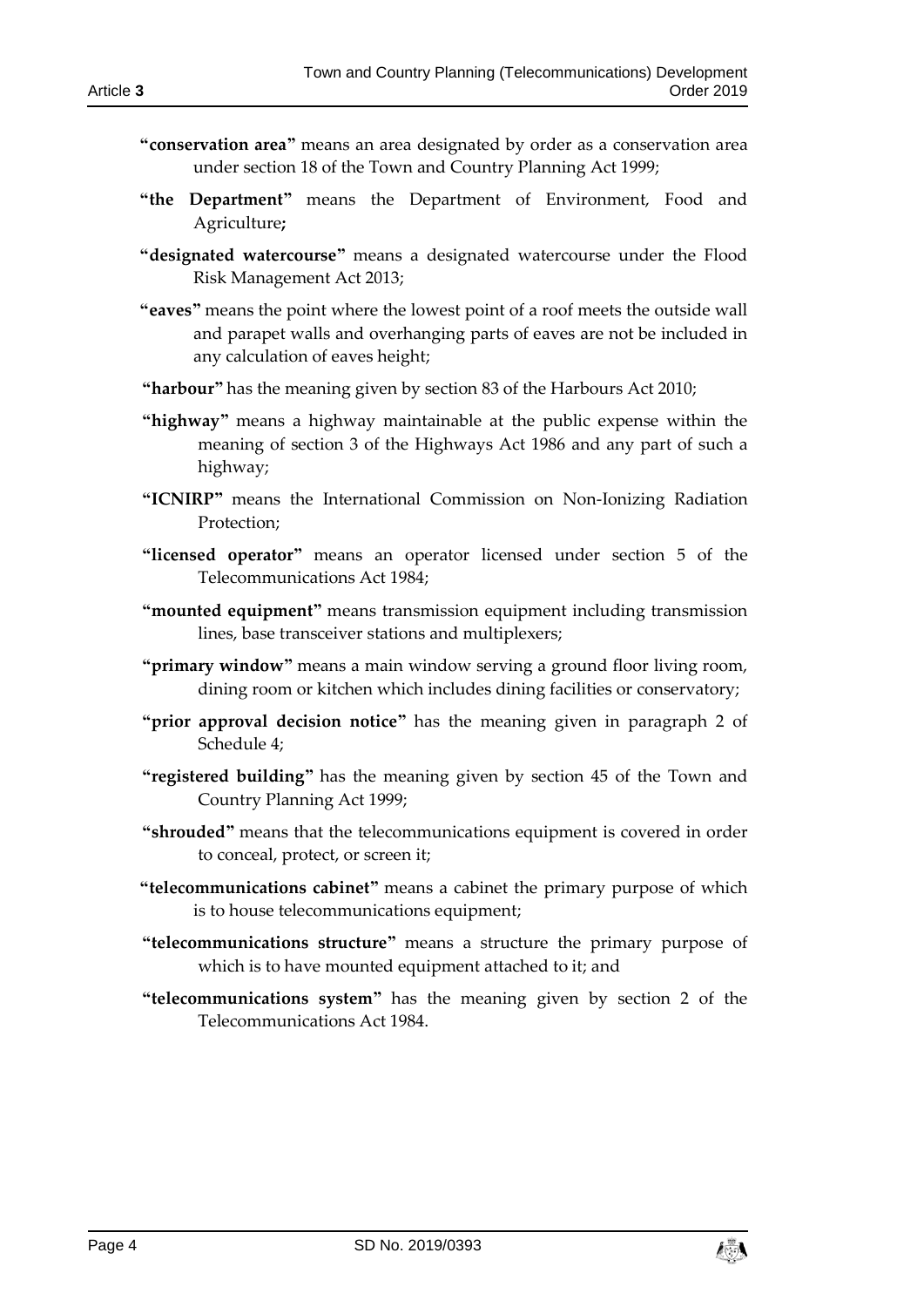**"conservation area"** means an area designated by order as a conservation area under section 18 of the Town and Country Planning Act 1999;

**"the Department"** means the Department of Environment, Food and Agriculture**;**

**"designated watercourse"** means a designated watercourse under the Flood Risk Management Act 2013;

**"eaves"** means the point where the lowest point of a roof meets the outside wall and parapet walls and overhanging parts of eaves are not be included in any calculation of eaves height;

**"harbour"** has the meaning given by section 83 of the Harbours Act 2010;

**"highway"** means a highway maintainable at the public expense within the meaning of section 3 of the Highways Act 1986 and any part of such a highway;

**"ICNIRP"** means the International Commission on Non-Ionizing Radiation Protection;

**"licensed operator"** means an operator licensed under section 5 of the Telecommunications Act 1984;

**"mounted equipment"** means transmission equipment including transmission lines, base transceiver stations and multiplexers;

**"primary window"** means a main window serving a ground floor living room, dining room or kitchen which includes dining facilities or conservatory;

**"prior approval decision notice"** has the meaning given in paragraph 2 of Schedule 4;

**"registered building"** has the meaning given by section 45 of the Town and Country Planning Act 1999;

**"shrouded"** means that the telecommunications equipment is covered in order to conceal, protect, or screen it;

**"telecommunications cabinet"** means a cabinet the primary purpose of which is to house telecommunications equipment;

**"telecommunications structure"** means a structure the primary purpose of which is to have mounted equipment attached to it; and

**"telecommunications system"** has the meaning given by section 2 of the Telecommunications Act 1984.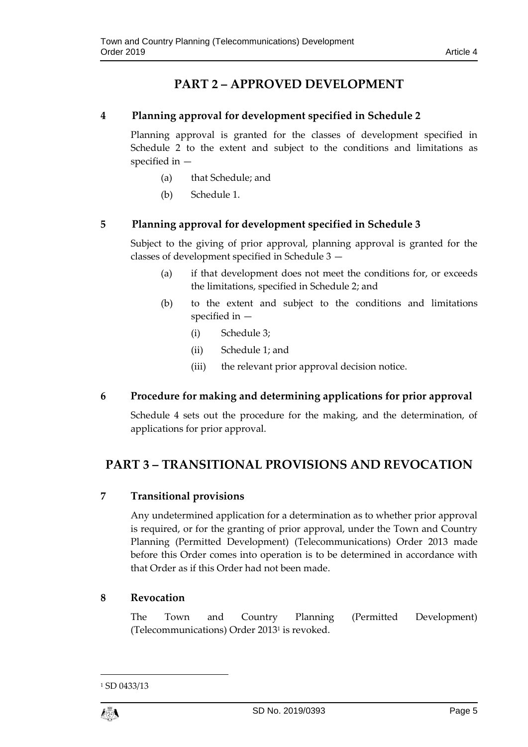## PART 2 – APPROVED DEVELOPMENT

### 4 Planning approval for development specified in Schedule 2

Planning approval is granted for the classes of development specified in Schedule 2 to the extent and subject to the conditions and limitations as specified in —

(a) that Schedule; and

(b) Schedule 1.

### 5 Planning approval for development specified in Schedule 3

Subject to the giving of prior approval, planning approval is granted for the classes of development specified in Schedule 3 —

(a) if that development does not meet the conditions for, or exceeds the limitations, specified in Schedule 2; and

(b) to the extent and subject to the conditions and limitations specified in —

(i) Schedule 3;

(ii) Schedule 1; and

(iii) the relevant prior approval decision notice.

### 6 Procedure for making and determining applications for prior approval

Schedule 4 sets out the procedure for the making, and the determination, of applications for prior approval.

## PART 3 – TRANSITIONAL PROVISIONS AND REVOCATION

### 7 Transitional provisions

Any undetermined application for a determination as to whether prior approval is required, or for the granting of prior approval, under the Town and Country Planning (Permitted Development) (Telecommunications) Order 2013 made before this Order comes into operation is to be determined in accordance with that Order as if this Order had not been made.

### 8 Revocation

The Town and Country Planning (Permitted Development) (Telecommunications) Order 2013[1] is revoked.

[1] SD 0433/13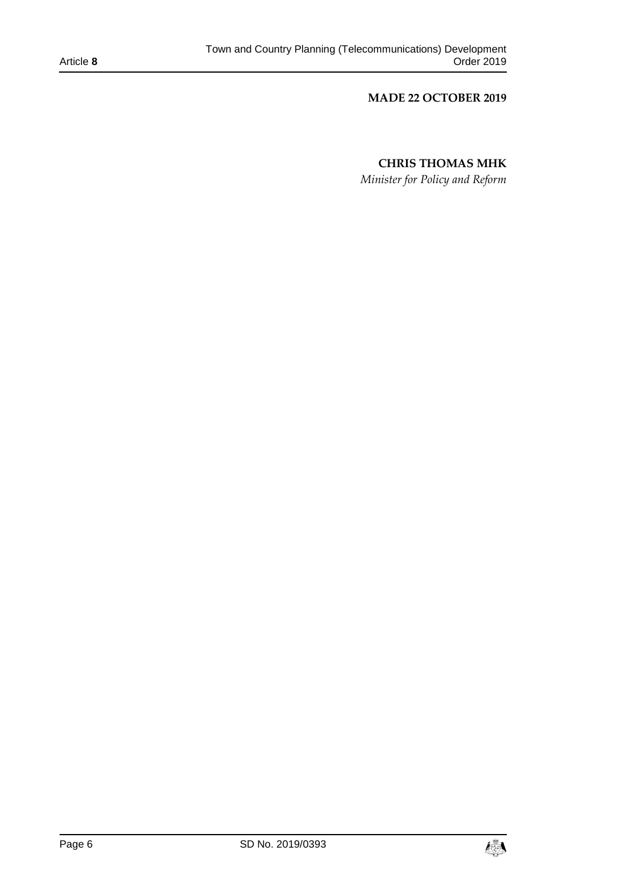**MADE 22 OCTOBER 2019**

**CHRIS THOMAS MHK**

*Minister for Policy and Reform*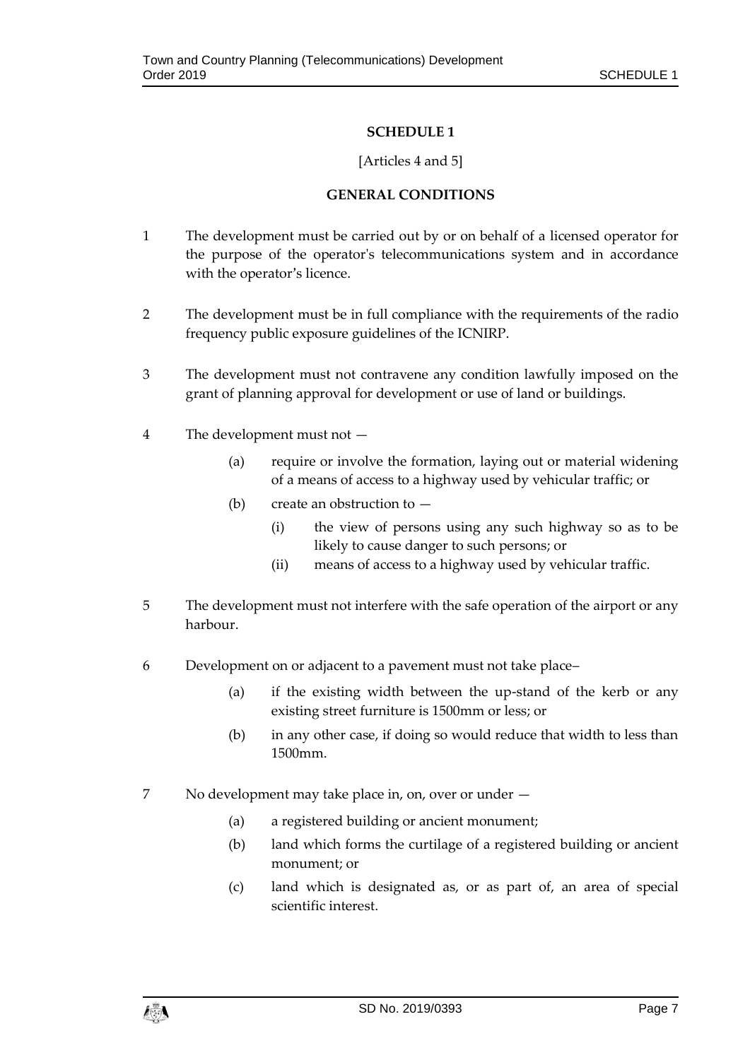## SCHEDULE 1

[Articles 4 and 5]

## GENERAL CONDITIONS

1 The development must be carried out by or on behalf of a licensed operator for the purpose of the operator's telecommunications system and in accordance with the operator's licence.

2 The development must be in full compliance with the requirements of the radio frequency public exposure guidelines of the ICNIRP.

3 The development must not contravene any condition lawfully imposed on the grant of planning approval for development or use of land or buildings.

4 The development must not —

- (a) require or involve the formation, laying out or material widening of a means of access to a highway used by vehicular traffic; or
- (b) create an obstruction to —
  - (i) the view of persons using any such highway so as to be likely to cause danger to such persons; or
  - (ii) means of access to a highway used by vehicular traffic.

5 The development must not interfere with the safe operation of the airport or any harbour.

6 Development on or adjacent to a pavement must not take place–

- (a) if the existing width between the up-stand of the kerb or any existing street furniture is 1500mm or less; or
- (b) in any other case, if doing so would reduce that width to less than 1500mm.

7 No development may take place in, on, over or under —

- (a) a registered building or ancient monument;
- (b) land which forms the curtilage of a registered building or ancient monument; or
- (c) land which is designated as, or as part of, an area of special scientific interest.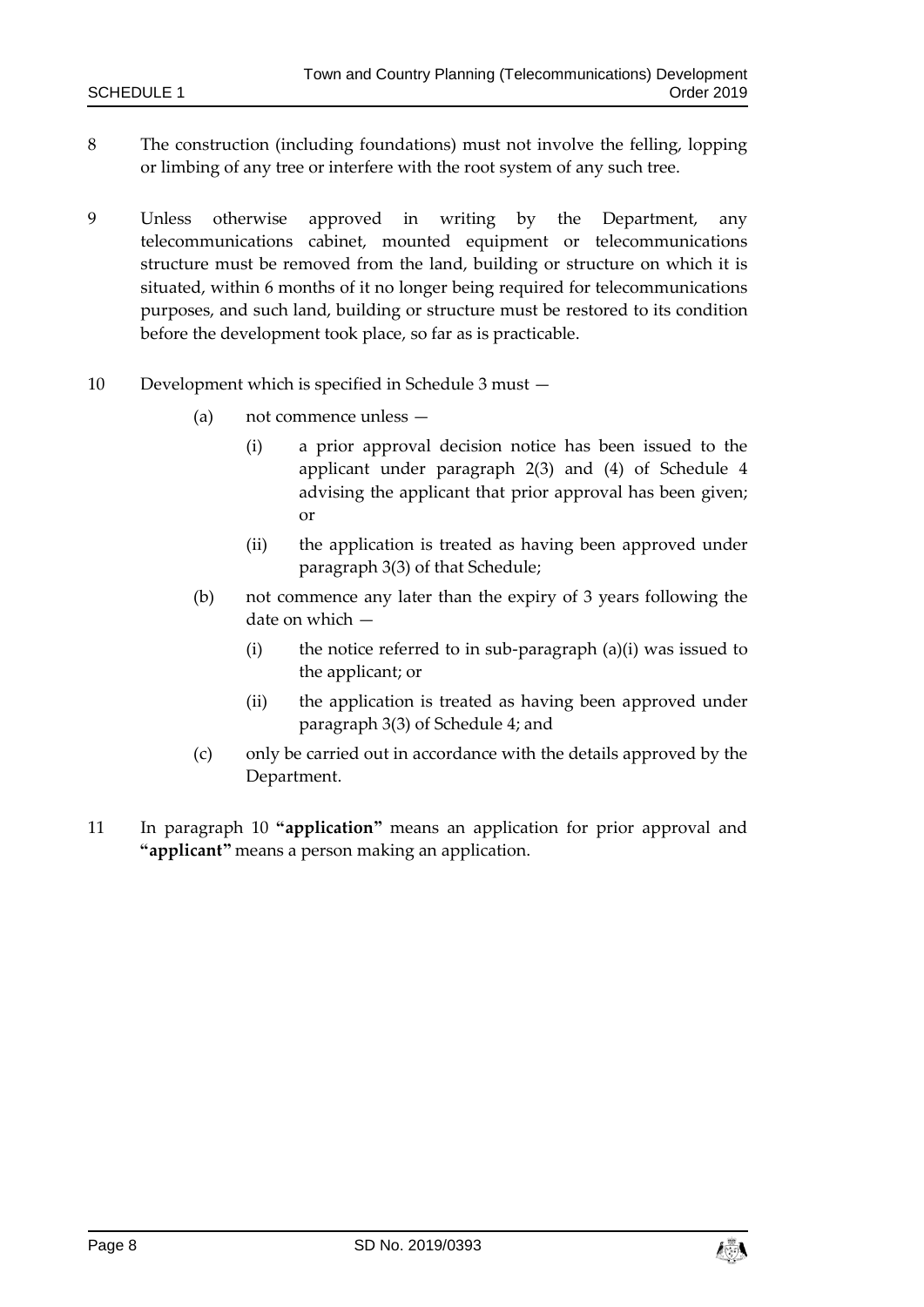8 The construction (including foundations) must not involve the felling, lopping or limbing of any tree or interfere with the root system of any such tree.

9 Unless otherwise approved in writing by the Department, any telecommunications cabinet, mounted equipment or telecommunications structure must be removed from the land, building or structure on which it is situated, within 6 months of it no longer being required for telecommunications purposes, and such land, building or structure must be restored to its condition before the development took place, so far as is practicable.

10 Development which is specified in Schedule 3 must —

- (a) not commence unless —
  - (i) a prior approval decision notice has been issued to the applicant under paragraph 2(3) and (4) of Schedule 4 advising the applicant that prior approval has been given; or
  - (ii) the application is treated as having been approved under paragraph 3(3) of that Schedule;
- (b) not commence any later than the expiry of 3 years following the date on which —
  - (i) the notice referred to in sub-paragraph (a)(i) was issued to the applicant; or
  - (ii) the application is treated as having been approved under paragraph 3(3) of Schedule 4; and
- (c) only be carried out in accordance with the details approved by the Department.

11 In paragraph 10 **"application"** means an application for prior approval and **"applicant"** means a person making an application.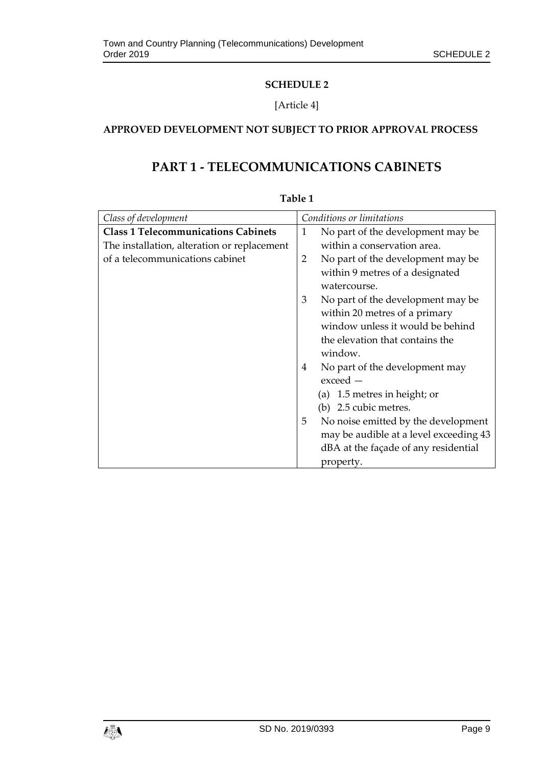**SCHEDULE 2**

[Article 4]

**APPROVED DEVELOPMENT NOT SUBJECT TO PRIOR APPROVAL PROCESS**

# PART 1 - TELECOMMUNICATIONS CABINETS

**Table 1**

| *Class of development* | *Conditions or limitations* |
|---|---|
| **Class 1 Telecommunications Cabinets**<br>The installation, alteration or replacement of a telecommunications cabinet | 1 No part of the development may be within a conservation area.<br>2 No part of the development may be within 9 metres of a designated watercourse.<br>3 No part of the development may be within 20 metres of a primary window unless it would be behind the elevation that contains the window.<br>4 No part of the development may exceed —<br>(a) 1.5 metres in height; or<br>(b) 2.5 cubic metres.<br>5 No noise emitted by the development may be audible at a level exceeding 43 dBA at the façade of any residential property. |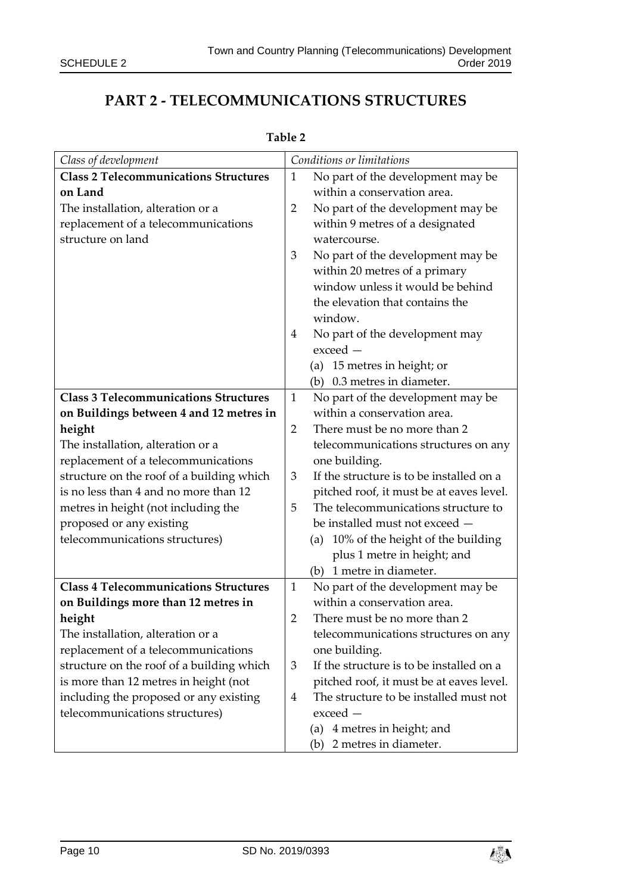# PART 2 - TELECOMMUNICATIONS STRUCTURES

**Table 2**

| *Class of development* | *Conditions or limitations* |
|---|---|
| **Class 2 Telecommunications Structures on Land**<br>The installation, alteration or a replacement of a telecommunications structure on land | 1 No part of the development may be within a conservation area.<br>2 No part of the development may be within 9 metres of a designated watercourse.<br>3 No part of the development may be within 20 metres of a primary window unless it would be behind the elevation that contains the window.<br>4 No part of the development may exceed —<br>(a) 15 metres in height; or<br>(b) 0.3 metres in diameter. |
| **Class 3 Telecommunications Structures on Buildings between 4 and 12 metres in height**<br>The installation, alteration or a replacement of a telecommunications structure on the roof of a building which is no less than 4 and no more than 12 metres in height (not including the proposed or any existing telecommunications structures) | 1 No part of the development may be within a conservation area.<br>2 There must be no more than 2 telecommunications structures on any one building.<br>3 If the structure is to be installed on a pitched roof, it must be at eaves level.<br>5 The telecommunications structure to be installed must not exceed —<br>(a) 10% of the height of the building plus 1 metre in height; and<br>(b) 1 metre in diameter. |
| **Class 4 Telecommunications Structures on Buildings more than 12 metres in height**<br>The installation, alteration or a replacement of a telecommunications structure on the roof of a building which is more than 12 metres in height (not including the proposed or any existing telecommunications structures) | 1 No part of the development may be within a conservation area.<br>2 There must be no more than 2 telecommunications structures on any one building.<br>3 If the structure is to be installed on a pitched roof, it must be at eaves level.<br>4 The structure to be installed must not exceed —<br>(a) 4 metres in height; and<br>(b) 2 metres in diameter. |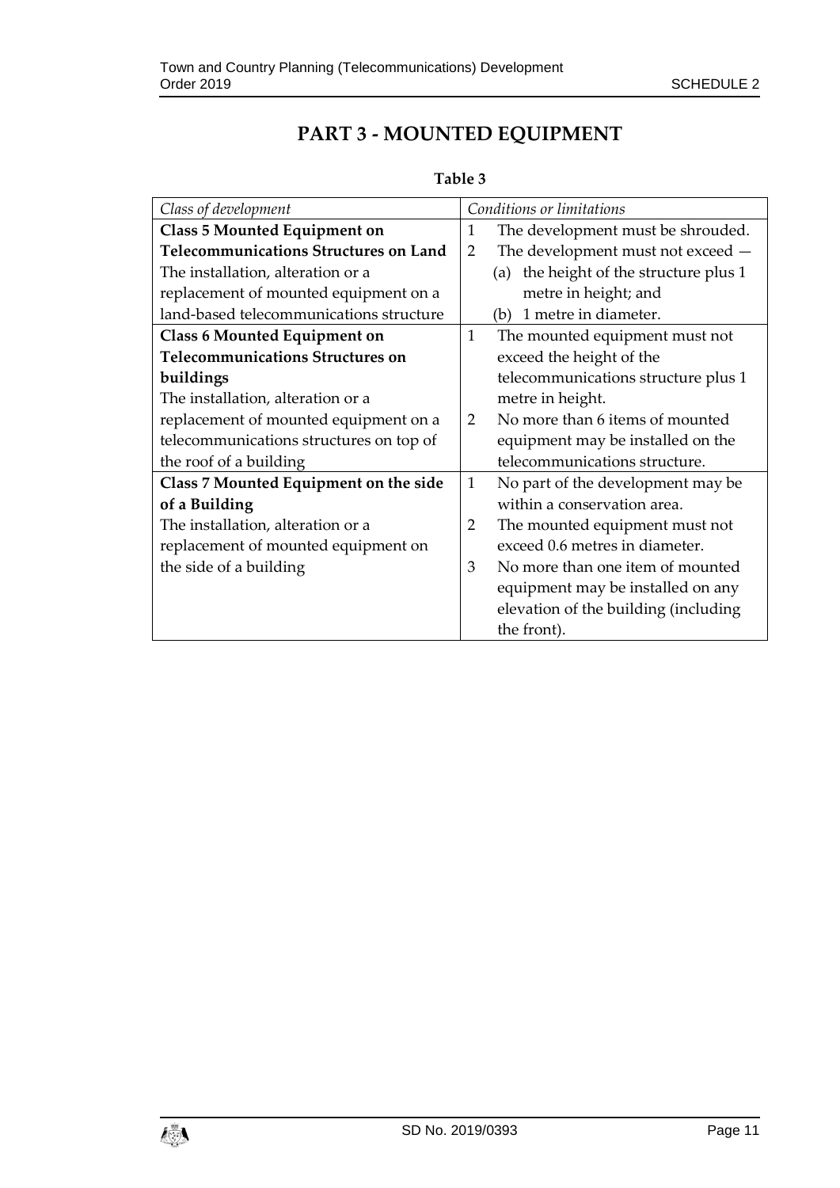# PART 3 - MOUNTED EQUIPMENT

**Table 3**

| *Class of development* | *Conditions or limitations* |
|---|---|
| **Class 5 Mounted Equipment on Telecommunications Structures on Land**<br>The installation, alteration or a replacement of mounted equipment on a land-based telecommunications structure | 1 The development must be shrouded.<br>2 The development must not exceed —<br>(a) the height of the structure plus 1 metre in height; and<br>(b) 1 metre in diameter. |
| **Class 6 Mounted Equipment on Telecommunications Structures on buildings**<br>The installation, alteration or a replacement of mounted equipment on a telecommunications structures on top of the roof of a building | 1 The mounted equipment must not exceed the height of the telecommunications structure plus 1 metre in height.<br>2 No more than 6 items of mounted equipment may be installed on the telecommunications structure. |
| **Class 7 Mounted Equipment on the side of a Building**<br>The installation, alteration or a replacement of mounted equipment on the side of a building | 1 No part of the development may be within a conservation area.<br>2 The mounted equipment must not exceed 0.6 metres in diameter.<br>3 No more than one item of mounted equipment may be installed on any elevation of the building (including the front). |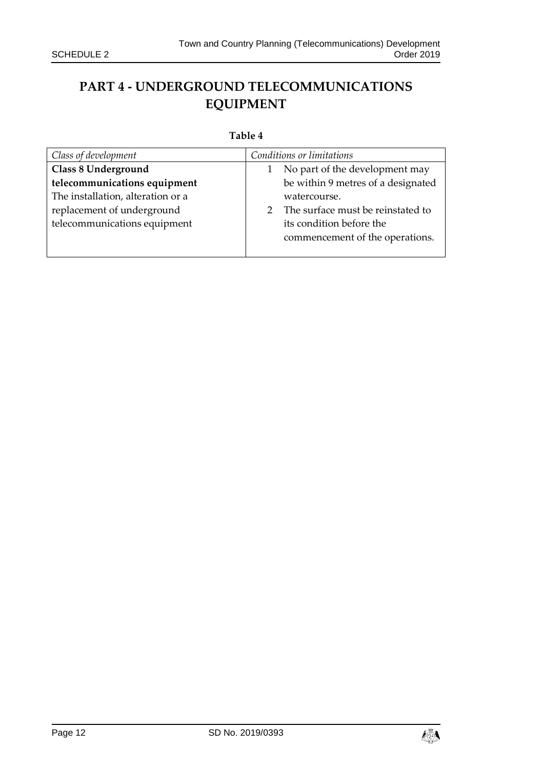## PART 4 - UNDERGROUND TELECOMMUNICATIONS EQUIPMENT

**Table 4**

| *Class of development* | *Conditions or limitations* |
|---|---|
| **Class 8 Underground telecommunications equipment**<br>The installation, alteration or a replacement of underground telecommunications equipment | 1 No part of the development may be within 9 metres of a designated watercourse.<br>2 The surface must be reinstated to its condition before the commencement of the operations. |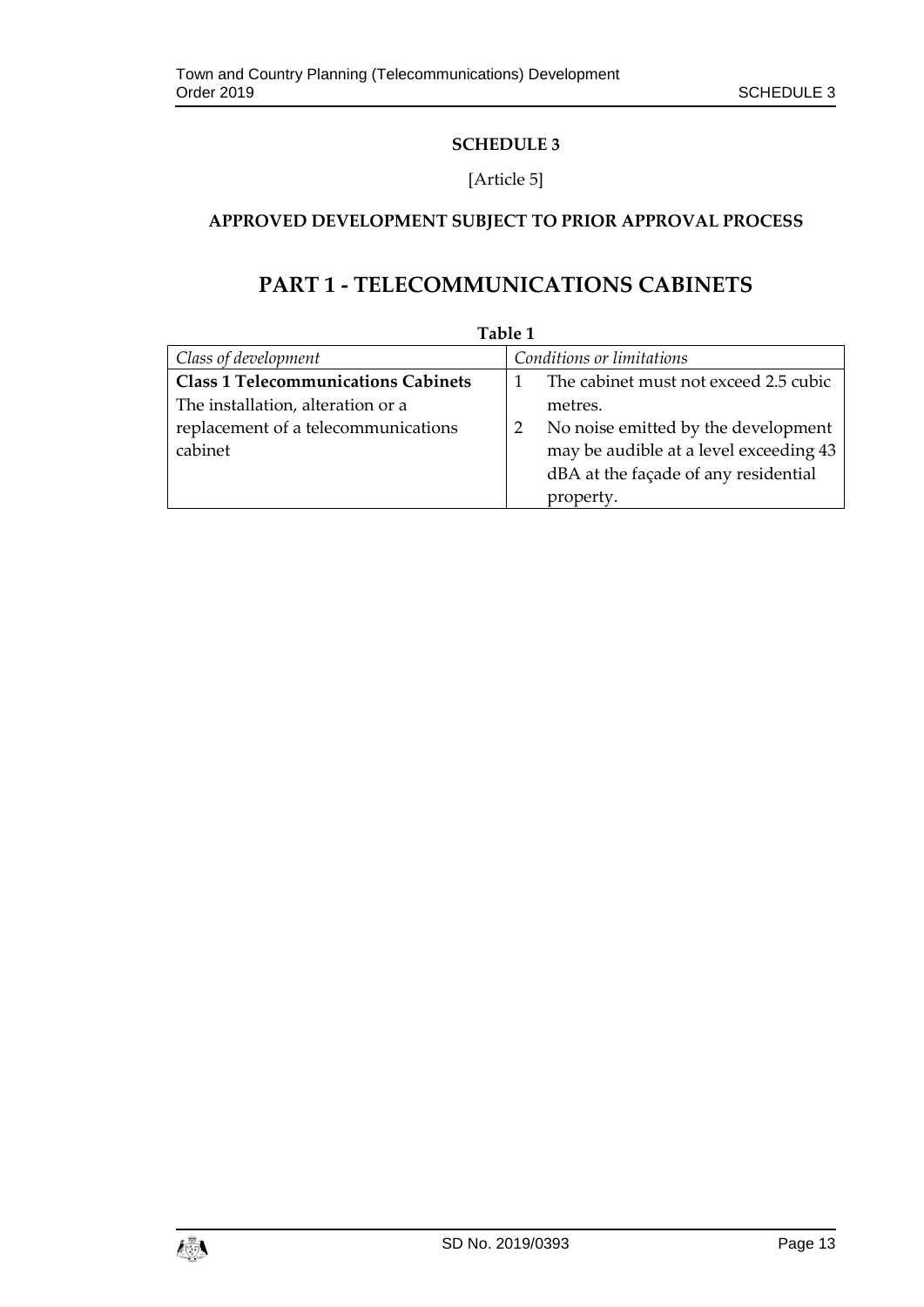**SCHEDULE 3**

[Article 5]

**APPROVED DEVELOPMENT SUBJECT TO PRIOR APPROVAL PROCESS**

# PART 1 - TELECOMMUNICATIONS CABINETS

**Table 1**

| *Class of development* | *Conditions or limitations* |
|---|---|
| **Class 1 Telecommunications Cabinets** The installation, alteration or a replacement of a telecommunications cabinet | 1 The cabinet must not exceed 2.5 cubic metres. 2 No noise emitted by the development may be audible at a level exceeding 43 dBA at the façade of any residential property. |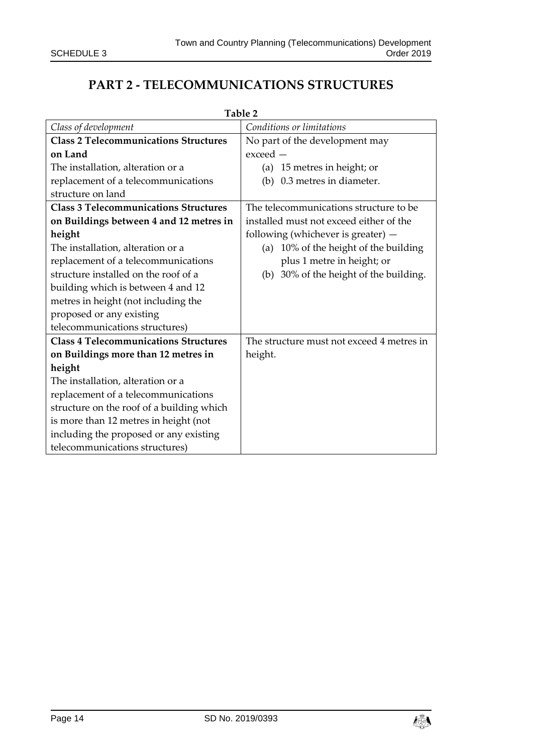# PART 2 - TELECOMMUNICATIONS STRUCTURES

**Table 2**

| *Class of development* | *Conditions or limitations* |
|---|---|
| **Class 2 Telecommunications Structures on Land**<br>The installation, alteration or a replacement of a telecommunications structure on land | No part of the development may exceed —<br>(a) 15 metres in height; or<br>(b) 0.3 metres in diameter. |
| **Class 3 Telecommunications Structures on Buildings between 4 and 12 metres in height**<br>The installation, alteration or a replacement of a telecommunications structure installed on the roof of a building which is between 4 and 12 metres in height (not including the proposed or any existing telecommunications structures) | The telecommunications structure to be installed must not exceed either of the following (whichever is greater) —<br>(a) 10% of the height of the building plus 1 metre in height; or<br>(b) 30% of the height of the building. |
| **Class 4 Telecommunications Structures on Buildings more than 12 metres in height**<br>The installation, alteration or a replacement of a telecommunications structure on the roof of a building which is more than 12 metres in height (not including the proposed or any existing telecommunications structures) | The structure must not exceed 4 metres in height. |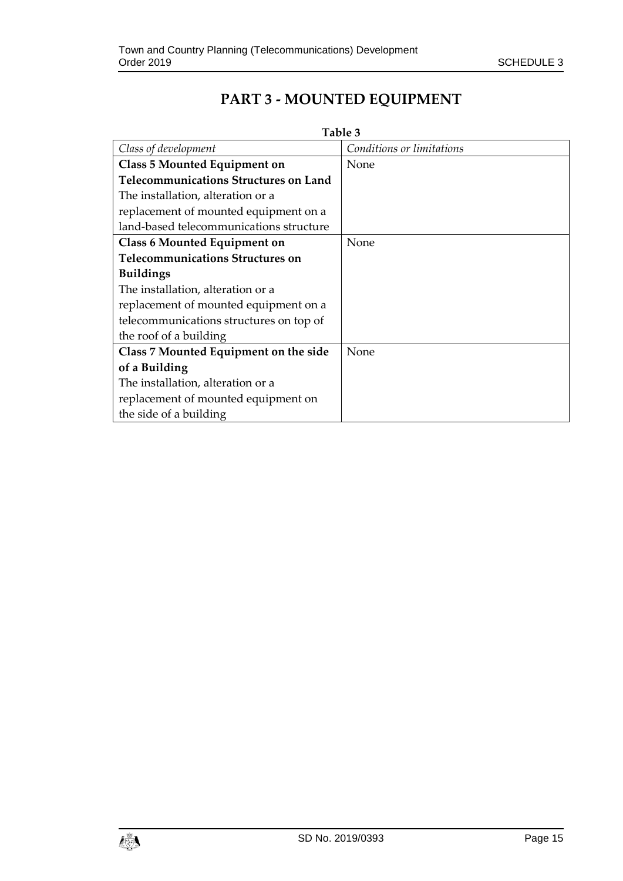# PART 3 - MOUNTED EQUIPMENT

**Table 3**

| *Class of development* | *Conditions or limitations* |
|---|---|
| **Class 5 Mounted Equipment on Telecommunications Structures on Land**<br>The installation, alteration or a replacement of mounted equipment on a land-based telecommunications structure | None |
| **Class 6 Mounted Equipment on Telecommunications Structures on Buildings**<br>The installation, alteration or a replacement of mounted equipment on a telecommunications structures on top of the roof of a building | None |
| **Class 7 Mounted Equipment on the side of a Building**<br>The installation, alteration or a replacement of mounted equipment on the side of a building | None |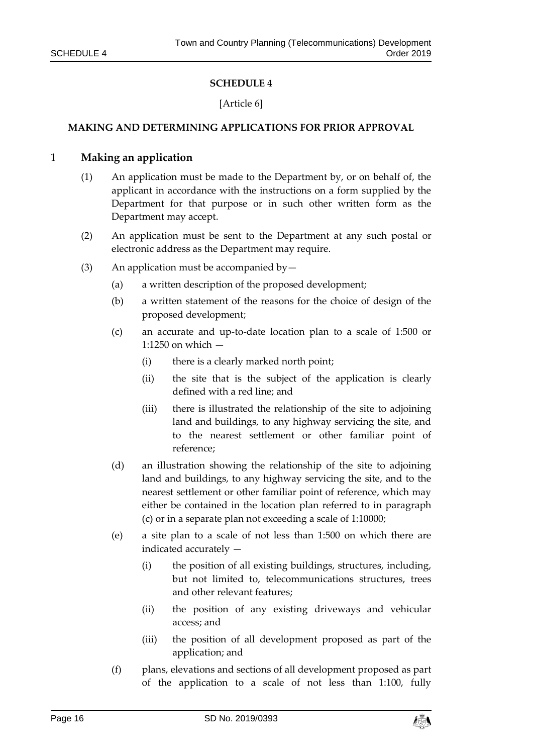# SCHEDULE 4

[Article 6]

## MAKING AND DETERMINING APPLICATIONS FOR PRIOR APPROVAL

### 1 Making an application

(1) An application must be made to the Department by, or on behalf of, the applicant in accordance with the instructions on a form supplied by the Department for that purpose or in such other written form as the Department may accept.

(2) An application must be sent to the Department at any such postal or electronic address as the Department may require.

(3) An application must be accompanied by—

- (a) a written description of the proposed development;
- (b) a written statement of the reasons for the choice of design of the proposed development;
- (c) an accurate and up-to-date location plan to a scale of 1:500 or 1:1250 on which —
  - (i) there is a clearly marked north point;
  - (ii) the site that is the subject of the application is clearly defined with a red line; and
  - (iii) there is illustrated the relationship of the site to adjoining land and buildings, to any highway servicing the site, and to the nearest settlement or other familiar point of reference;
- (d) an illustration showing the relationship of the site to adjoining land and buildings, to any highway servicing the site, and to the nearest settlement or other familiar point of reference, which may either be contained in the location plan referred to in paragraph (c) or in a separate plan not exceeding a scale of 1:10000;
- (e) a site plan to a scale of not less than 1:500 on which there are indicated accurately —
  - (i) the position of all existing buildings, structures, including, but not limited to, telecommunications structures, trees and other relevant features;
  - (ii) the position of any existing driveways and vehicular access; and
  - (iii) the position of all development proposed as part of the application; and
- (f) plans, elevations and sections of all development proposed as part of the application to a scale of not less than 1:100, fully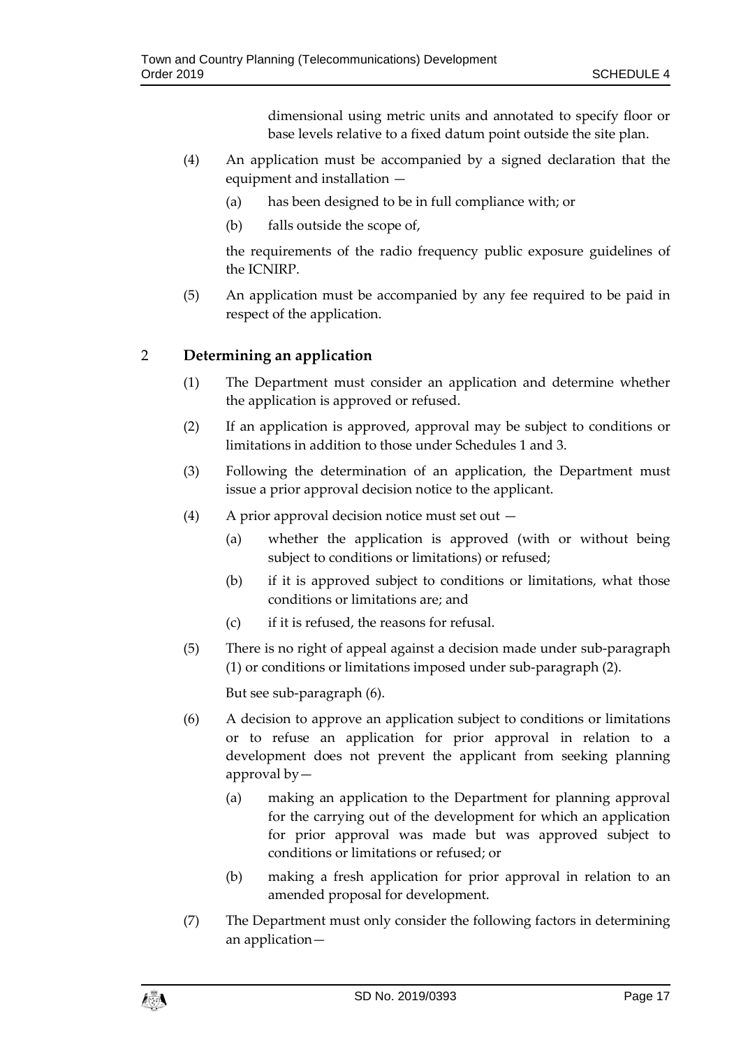dimensional using metric units and annotated to specify floor or base levels relative to a fixed datum point outside the site plan.

(4) An application must be accompanied by a signed declaration that the equipment and installation —

- (a) has been designed to be in full compliance with; or
- (b) falls outside the scope of,

the requirements of the radio frequency public exposure guidelines of the ICNIRP.

(5) An application must be accompanied by any fee required to be paid in respect of the application.

## 2 Determining an application

(1) The Department must consider an application and determine whether the application is approved or refused.

(2) If an application is approved, approval may be subject to conditions or limitations in addition to those under Schedules 1 and 3.

(3) Following the determination of an application, the Department must issue a prior approval decision notice to the applicant.

(4) A prior approval decision notice must set out —

- (a) whether the application is approved (with or without being subject to conditions or limitations) or refused;
- (b) if it is approved subject to conditions or limitations, what those conditions or limitations are; and
- (c) if it is refused, the reasons for refusal.

(5) There is no right of appeal against a decision made under sub-paragraph (1) or conditions or limitations imposed under sub-paragraph (2).

But see sub-paragraph (6).

(6) A decision to approve an application subject to conditions or limitations or to refuse an application for prior approval in relation to a development does not prevent the applicant from seeking planning approval by—

- (a) making an application to the Department for planning approval for the carrying out of the development for which an application for prior approval was made but was approved subject to conditions or limitations or refused; or
- (b) making a fresh application for prior approval in relation to an amended proposal for development.

(7) The Department must only consider the following factors in determining an application—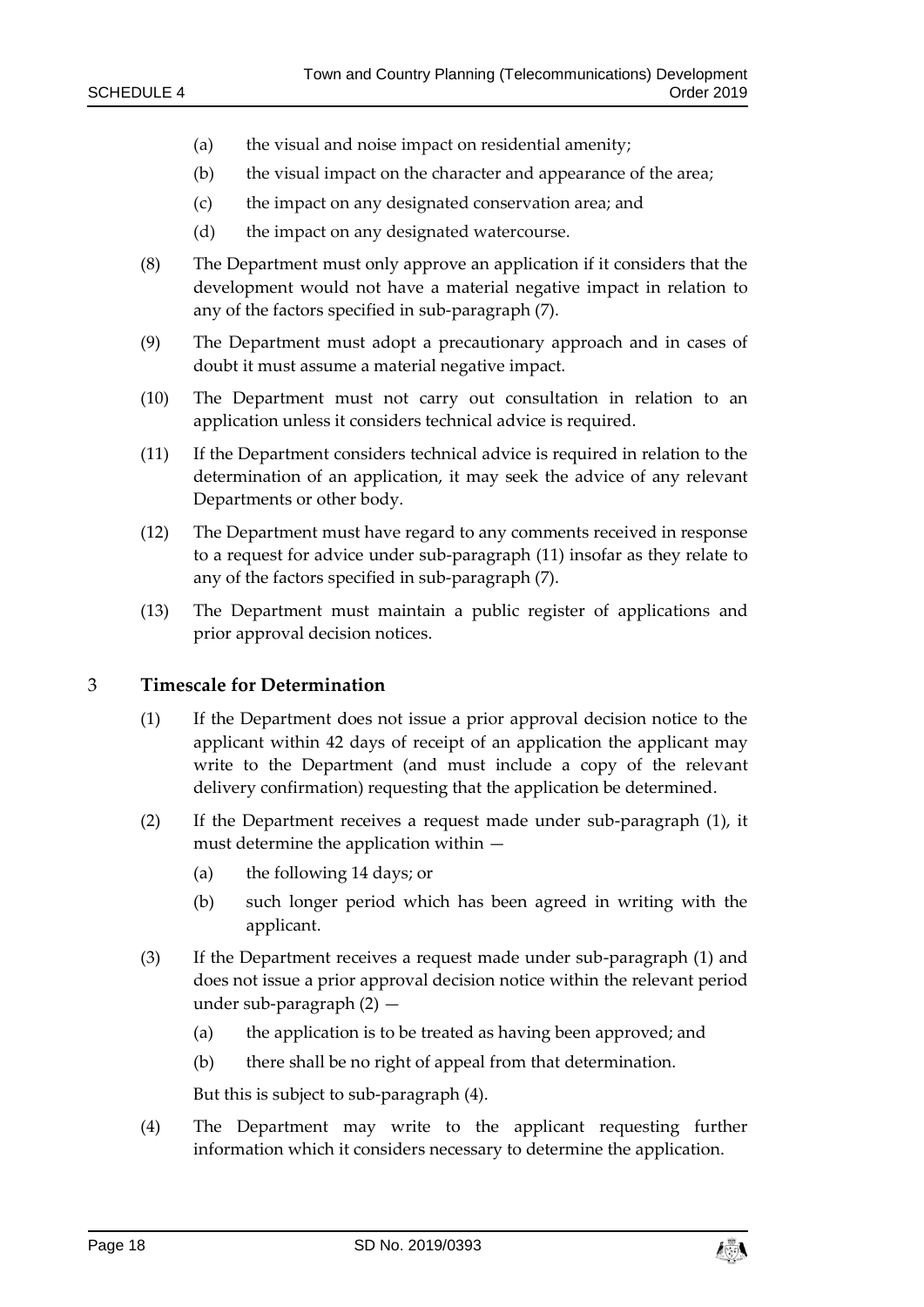(a) the visual and noise impact on residential amenity;

(b) the visual impact on the character and appearance of the area;

(c) the impact on any designated conservation area; and

(d) the impact on any designated watercourse.

(8) The Department must only approve an application if it considers that the development would not have a material negative impact in relation to any of the factors specified in sub-paragraph (7).

(9) The Department must adopt a precautionary approach and in cases of doubt it must assume a material negative impact.

(10) The Department must not carry out consultation in relation to an application unless it considers technical advice is required.

(11) If the Department considers technical advice is required in relation to the determination of an application, it may seek the advice of any relevant Departments or other body.

(12) The Department must have regard to any comments received in response to a request for advice under sub-paragraph (11) insofar as they relate to any of the factors specified in sub-paragraph (7).

(13) The Department must maintain a public register of applications and prior approval decision notices.

## 3 Timescale for Determination

(1) If the Department does not issue a prior approval decision notice to the applicant within 42 days of receipt of an application the applicant may write to the Department (and must include a copy of the relevant delivery confirmation) requesting that the application be determined.

(2) If the Department receives a request made under sub-paragraph (1), it must determine the application within —

(a) the following 14 days; or

(b) such longer period which has been agreed in writing with the applicant.

(3) If the Department receives a request made under sub-paragraph (1) and does not issue a prior approval decision notice within the relevant period under sub-paragraph (2) —

(a) the application is to be treated as having been approved; and

(b) there shall be no right of appeal from that determination.

But this is subject to sub-paragraph (4).

(4) The Department may write to the applicant requesting further information which it considers necessary to determine the application.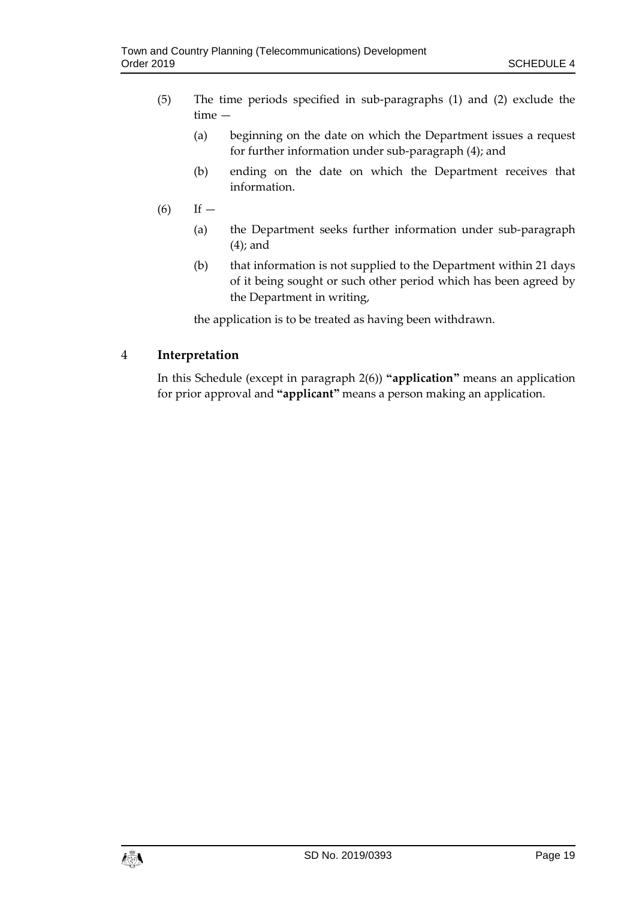(5) The time periods specified in sub-paragraphs (1) and (2) exclude the time —

(a) beginning on the date on which the Department issues a request for further information under sub-paragraph (4); and

(b) ending on the date on which the Department receives that information.

(6) If —

(a) the Department seeks further information under sub-paragraph (4); and

(b) that information is not supplied to the Department within 21 days of it being sought or such other period which has been agreed by the Department in writing,

the application is to be treated as having been withdrawn.

## 4 Interpretation

In this Schedule (except in paragraph 2(6)) **"application"** means an application for prior approval and **"applicant"** means a person making an application.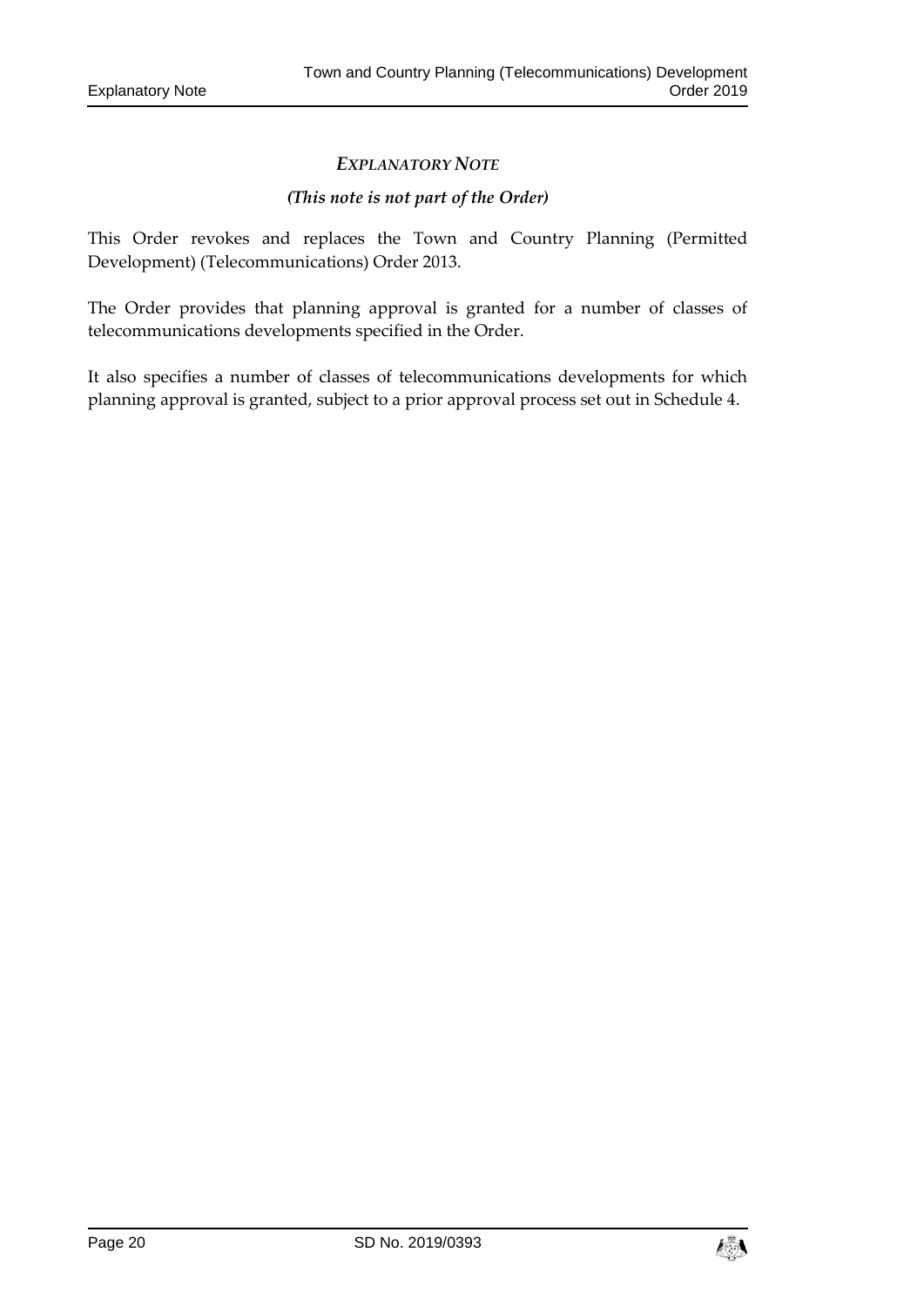## *EXPLANATORY NOTE*

***(This note is not part of the Order)***

This Order revokes and replaces the Town and Country Planning (Permitted Development) (Telecommunications) Order 2013.

The Order provides that planning approval is granted for a number of classes of telecommunications developments specified in the Order.

It also specifies a number of classes of telecommunications developments for which planning approval is granted, subject to a prior approval process set out in Schedule 4.